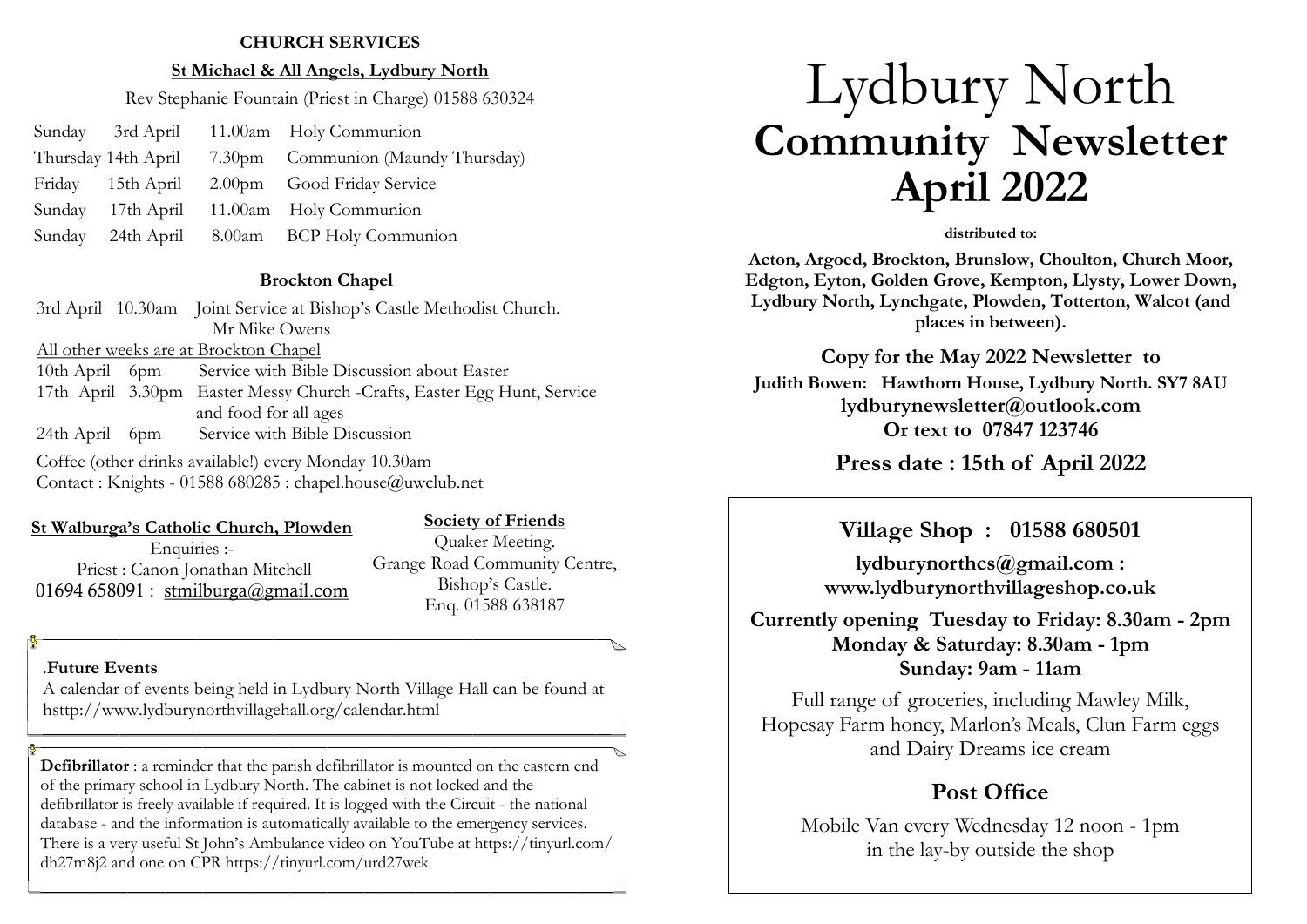# Lydbury North

# Community Newsletter

# April 2022

**distributed to:**

**Acton, Argoed, Brockton, Brunslow, Choulton, Church Moor, Edgton, Eyton, Golden Grove, Kempton, Llysty, Lower Down, Lydbury North, Lynchgate, Plowden, Totterton, Walcot (and places in between).**

**Copy for the May 2022 Newsletter to**

**Judith Bowen: Hawthorn House, Lydbury North. SY7 8AU**

**lydburynewsletter@outlook.com**

**Or text to 07847 123746**

**Press date : 15th of April 2022**

## Village Shop : 01588 680501

**lydburynorthcs@gmail.com :**

**www.lydburynorthvillageshop.co.uk**

**Currently opening Tuesday to Friday: 8.30am - 2pm**

**Monday & Saturday: 8.30am - 1pm**

**Sunday: 9am - 11am**

Full range of groceries, including Mawley Milk, Hopesay Farm honey, Marlon's Meals, Clun Farm eggs and Dairy Dreams ice cream

## Post Office

Mobile Van every Wednesday 12 noon - 1pm in the lay-by outside the shop

## CHURCH SERVICES

### St Michael & All Angels, Lydbury North

Rev Stephanie Fountain (Priest in Charge) 01588 630324

| | | | |
|---|---|---|---|
| Sunday | 3rd April | 11.00am | Holy Communion |
| Thursday | 14th April | 7.30pm | Communion (Maundy Thursday) |
| Friday | 15th April | 2.00pm | Good Friday Service |
| Sunday | 17th April | 11.00am | Holy Communion |
| Sunday | 24th April | 8.00am | BCP Holy Communion |

### Brockton Chapel

3rd April 10.30am Joint Service at Bishop's Castle Methodist Church. Mr Mike Owens

All other weeks are at Brockton Chapel

| | | |
|---|---|---|
| 10th April | 6pm | Service with Bible Discussion about Easter |
| 17th April | 3.30pm | Easter Messy Church -Crafts, Easter Egg Hunt, Service and food for all ages |
| 24th April | 6pm | Service with Bible Discussion |

Coffee (other drinks available!) every Monday 10.30am

Contact : Knights - 01588 680285 : chapel.house@uwclub.net

### St Walburga's Catholic Church, Plowden

Enquiries :-

Priest : Canon Jonathan Mitchell

01694 658091 : stmilburga@gmail.com

### Society of Friends

Quaker Meeting.

Grange Road Community Centre, Bishop's Castle.

Enq. 01588 638187

.**Future Events**

A calendar of events being held in Lydbury North Village Hall can be found at hsttp://www.lydburynorthvillagehall.org/calendar.html

**Defibrillator** : a reminder that the parish defibrillator is mounted on the eastern end of the primary school in Lydbury North. The cabinet is not locked and the defibrillator is freely available if required. It is logged with the Circuit - the national database - and the information is automatically available to the emergency services. There is a very useful St John's Ambulance video on YouTube at https://tinyurl.com/dh27m8j2 and one on CPR https://tinyurl.com/urd27wek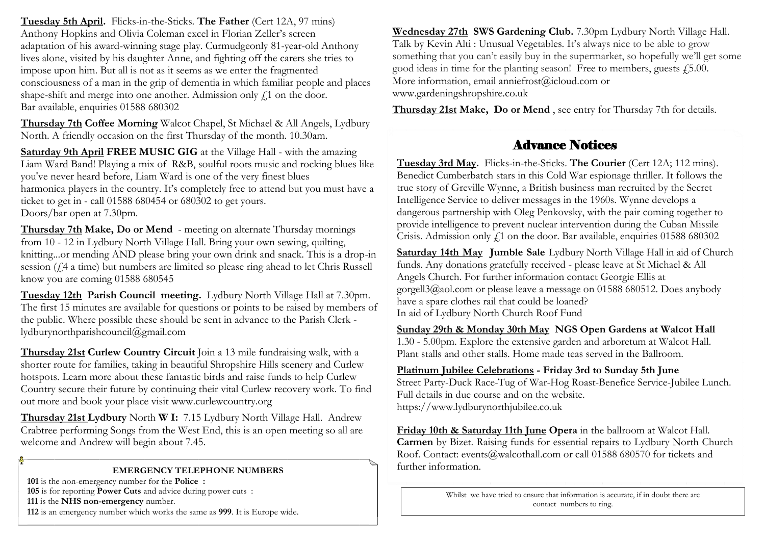**Tuesday 5th April.** Flicks-in-the-Sticks. **The Father** (Cert 12A, 97 mins) Anthony Hopkins and Olivia Coleman excel in Florian Zeller's screen adaptation of his award-winning stage play. Curmudgeonly 81-year-old Anthony lives alone, visited by his daughter Anne, and fighting off the carers she tries to impose upon him. But all is not as it seems as we enter the fragmented consciousness of a man in the grip of dementia in which familiar people and places shape-shift and merge into one another. Admission only £1 on the door. Bar available, enquiries 01588 680302

**Thursday 7th Coffee Morning** Walcot Chapel, St Michael & All Angels, Lydbury North. A friendly occasion on the first Thursday of the month. 10.30am.

**Saturday 9th April FREE MUSIC GIG** at the Village Hall - with the amazing Liam Ward Band! Playing a mix of R&B, soulful roots music and rocking blues like you've never heard before, Liam Ward is one of the very finest blues harmonica players in the country. It's completely free to attend but you must have a ticket to get in - call 01588 680454 or 680302 to get yours.
Doors/bar open at 7.30pm.

**Thursday 7th Make, Do or Mend** - meeting on alternate Thursday mornings from 10 - 12 in Lydbury North Village Hall. Bring your own sewing, quilting, knitting...or mending AND please bring your own drink and snack. This is a drop-in session (£4 a time) but numbers are limited so please ring ahead to let Chris Russell know you are coming 01588 680545

**Tuesday 12th Parish Council meeting.** Lydbury North Village Hall at 7.30pm. The first 15 minutes are available for questions or points to be raised by members of the public. Where possible these should be sent in advance to the Parish Clerk - lydburynorthparishcouncil@gmail.com

**Thursday 21st Curlew Country Circuit** Join a 13 mile fundraising walk, with a shorter route for families, taking in beautiful Shropshire Hills scenery and Curlew hotspots. Learn more about these fantastic birds and raise funds to help Curlew Country secure their future by continuing their vital Curlew recovery work. To find out more and book your place visit www.curlewcountry.org

**Thursday 21st Lydbury** North **W I:** 7.15 Lydbury North Village Hall. Andrew Crabtree performing Songs from the West End, this is an open meeting so all are welcome and Andrew will begin about 7.45.

**EMERGENCY TELEPHONE NUMBERS**

**101** is the non-emergency number for the **Police** :
**105** is for reporting **Power Cuts** and advice during power cuts :
**111** is the **NHS non-emergency** number.
**112** is an emergency number which works the same as **999**. It is Europe wide.

**Wednesday 27th SWS Gardening Club.** 7.30pm Lydbury North Village Hall. Talk by Kevin Alti : Unusual Vegetables. It's always nice to be able to grow something that you can't easily buy in the supermarket, so hopefully we'll get some good ideas in time for the planting season! Free to members, guests £5.00. More information, email anniefrost@icloud.com or www.gardeningshropshire.co.uk

**Thursday 21st Make, Do or Mend** , see entry for Thursday 7th for details.

## Advance Notices

**Tuesday 3rd May.** Flicks-in-the-Sticks. **The Courier** (Cert 12A; 112 mins). Benedict Cumberbatch stars in this Cold War espionage thriller. It follows the true story of Greville Wynne, a British business man recruited by the Secret Intelligence Service to deliver messages in the 1960s. Wynne develops a dangerous partnership with Oleg Penkovsky, with the pair coming together to provide intelligence to prevent nuclear intervention during the Cuban Missile Crisis. Admission only £1 on the door. Bar available, enquiries 01588 680302

**Saturday 14th May Jumble Sale** Lydbury North Village Hall in aid of Church funds. Any donations gratefully received - please leave at St Michael & All Angels Church. For further information contact Georgie Ellis at gorgell3@aol.com or please leave a message on 01588 680512. Does anybody have a spare clothes rail that could be loaned?
In aid of Lydbury North Church Roof Fund

**Sunday 29th & Monday 30th May NGS Open Gardens at Walcot Hall**
1.30 - 5.00pm. Explore the extensive garden and arboretum at Walcot Hall. Plant stalls and other stalls. Home made teas served in the Ballroom.

**Platinum Jubilee Celebrations - Friday 3rd to Sunday 5th June**
Street Party-Duck Race-Tug of War-Hog Roast-Benefice Service-Jubilee Lunch. Full details in due course and on the website.
https://www.lydburynorthjubilee.co.uk

**Friday 10th & Saturday 11th June Opera** in the ballroom at Walcot Hall. **Carmen** by Bizet. Raising funds for essential repairs to Lydbury North Church Roof. Contact: events@walcothall.com or call 01588 680570 for tickets and further information.

Whilst we have tried to ensure that information is accurate, if in doubt there are contact numbers to ring.